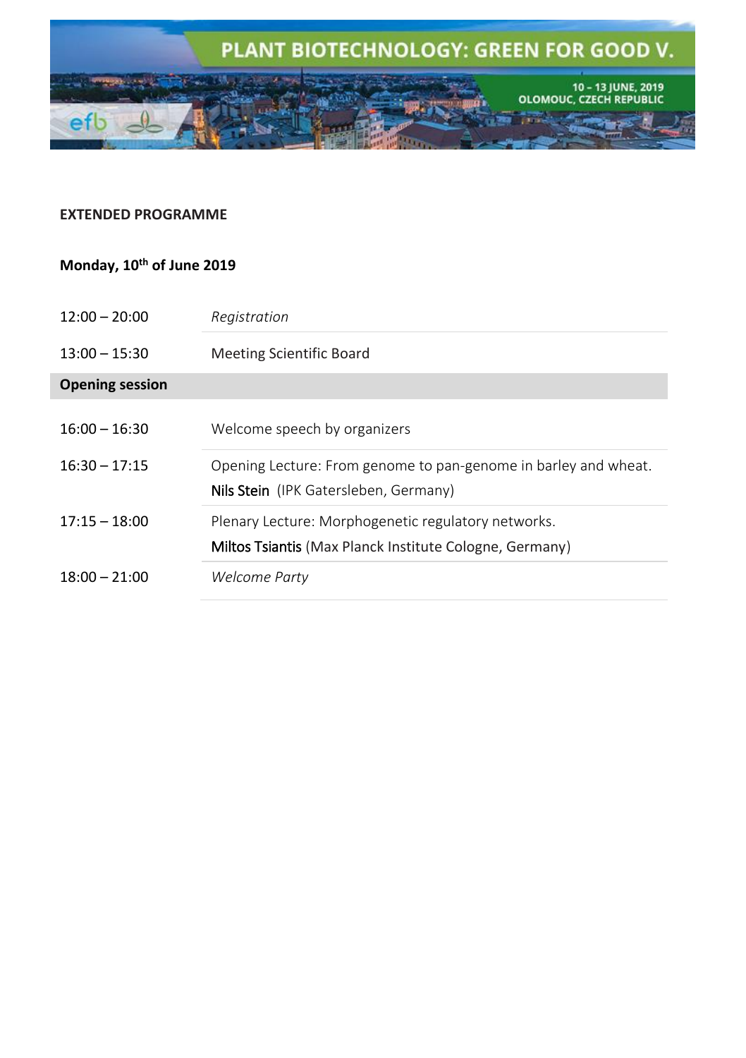PLANT BIOTECHNOLOGY: GREEN FOR GOOD V.

10 - 13 JUNE, 2019
OLOMOUC, CZECH REPUBLIC

**EXTENDED PROGRAMME**

**Monday, 10th of June 2019**

| | |
|---|---|
| 12:00 – 20:00 | *Registration* |
| 13:00 – 15:30 | Meeting Scientific Board |
| **Opening session** | |
| 16:00 – 16:30 | Welcome speech by organizers |
| 16:30 – 17:15 | Opening Lecture: From genome to pan-genome in barley and wheat. Nils Stein (IPK Gatersleben, Germany) |
| 17:15 – 18:00 | Plenary Lecture: Morphogenetic regulatory networks. Miltos Tsiantis (Max Planck Institute Cologne, Germany) |
| 18:00 – 21:00 | *Welcome Party* |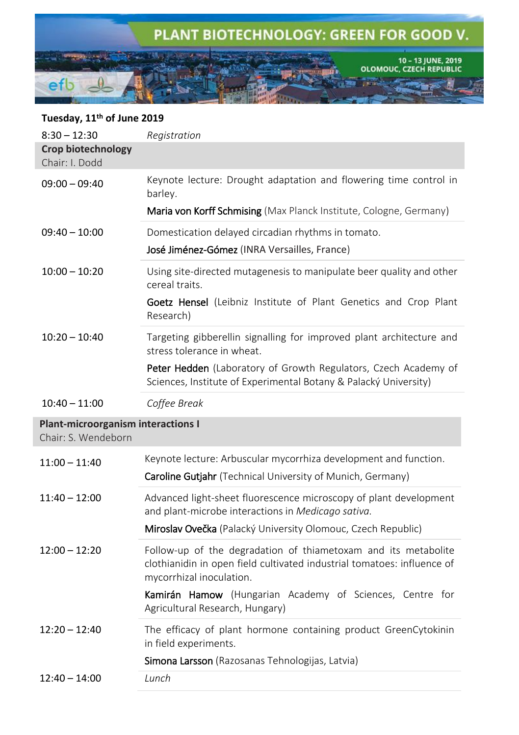## Tuesday, 11th of June 2019

| | |
|---|---|
| 8:30 – 12:30 | *Registration* |
| **Crop biotechnology**<br>Chair: I. Dodd | |
| 09:00 – 09:40 | Keynote lecture: Drought adaptation and flowering time control in barley.<br>**Maria von Korff Schmising** (Max Planck Institute, Cologne, Germany) |
| 09:40 – 10:00 | Domestication delayed circadian rhythms in tomato.<br>**José Jiménez-Gómez** (INRA Versailles, France) |
| 10:00 – 10:20 | Using site-directed mutagenesis to manipulate beer quality and other cereal traits.<br>**Goetz Hensel** (Leibniz Institute of Plant Genetics and Crop Plant Research) |
| 10:20 – 10:40 | Targeting gibberellin signalling for improved plant architecture and stress tolerance in wheat.<br>**Peter Hedden** (Laboratory of Growth Regulators, Czech Academy of Sciences, Institute of Experimental Botany & Palacký University) |
| 10:40 – 11:00 | *Coffee Break* |
| **Plant-microorganism interactions I**<br>Chair: S. Wendeborn | |
| 11:00 – 11:40 | Keynote lecture: Arbuscular mycorrhiza development and function.<br>**Caroline Gutjahr** (Technical University of Munich, Germany) |
| 11:40 – 12:00 | Advanced light-sheet fluorescence microscopy of plant development and plant-microbe interactions in *Medicago sativa*.<br>**Miroslav Ovečka** (Palacký University Olomouc, Czech Republic) |
| 12:00 – 12:20 | Follow-up of the degradation of thiametoxam and its metabolite clothianidin in open field cultivated industrial tomatoes: influence of mycorrhizal inoculation.<br>**Kamirán Hamow** (Hungarian Academy of Sciences, Centre for Agricultural Research, Hungary) |
| 12:20 – 12:40 | The efficacy of plant hormone containing product GreenCytokinin in field experiments.<br>**Simona Larsson** (Razosanas Tehnologijas, Latvia) |
| 12:40 – 14:00 | *Lunch* |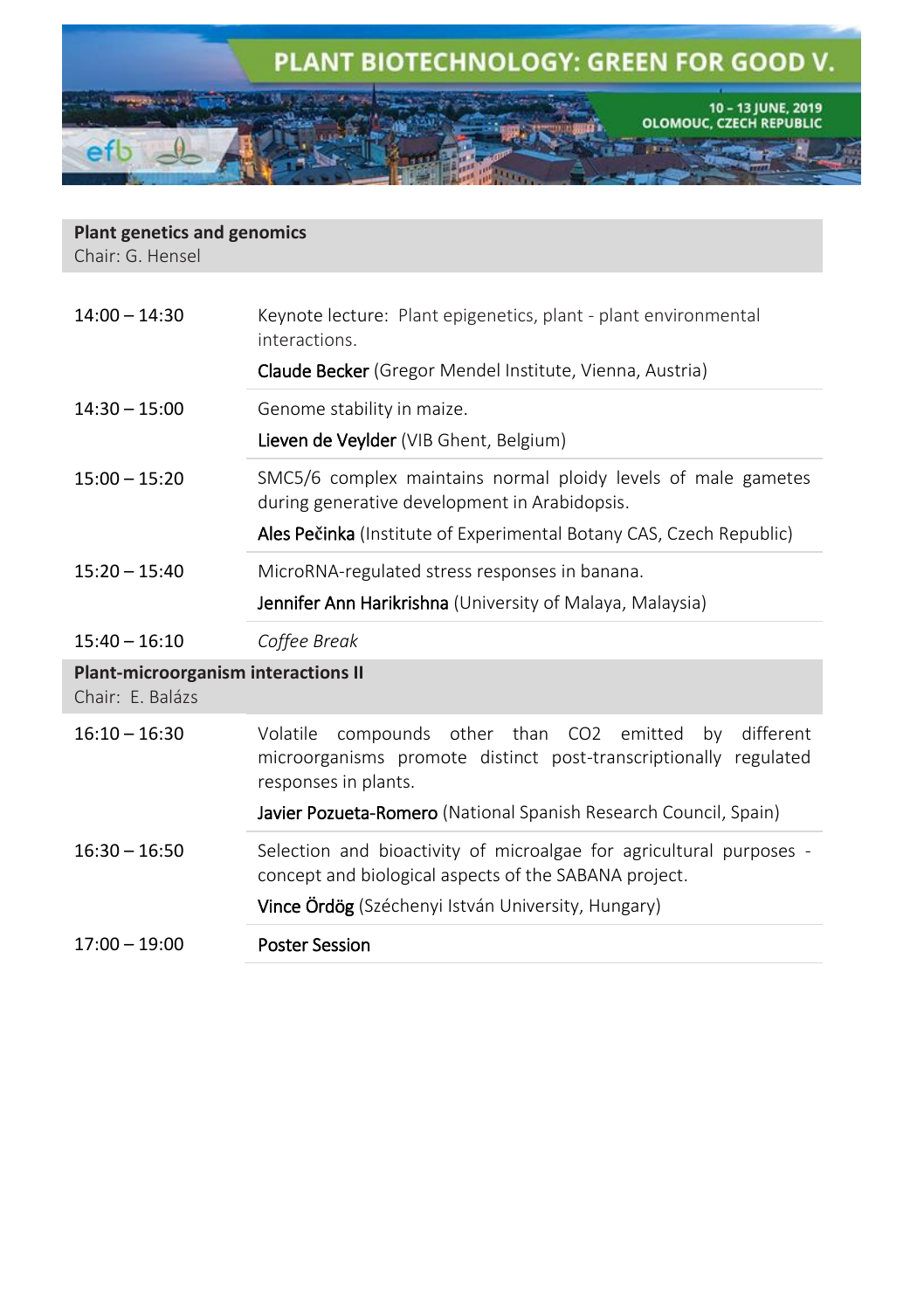**Plant genetics and genomics**
Chair: G. Hensel

| | |
|---|---|
| 14:00 – 14:30 | Keynote lecture: Plant epigenetics, plant - plant environmental interactions. <br> Claude Becker (Gregor Mendel Institute, Vienna, Austria) |
| 14:30 – 15:00 | Genome stability in maize. <br> Lieven de Veylder (VIB Ghent, Belgium) |
| 15:00 – 15:20 | SMC5/6 complex maintains normal ploidy levels of male gametes during generative development in Arabidopsis. <br> Ales Pečinka (Institute of Experimental Botany CAS, Czech Republic) |
| 15:20 – 15:40 | MicroRNA-regulated stress responses in banana. <br> Jennifer Ann Harikrishna (University of Malaya, Malaysia) |
| 15:40 – 16:10 | *Coffee Break* |

**Plant-microorganism interactions II**
Chair: E. Balázs

| | |
|---|---|
| 16:10 – 16:30 | Volatile compounds other than CO2 emitted by different microorganisms promote distinct post-transcriptionally regulated responses in plants. <br> Javier Pozueta-Romero (National Spanish Research Council, Spain) |
| 16:30 – 16:50 | Selection and bioactivity of microalgae for agricultural purposes - concept and biological aspects of the SABANA project. <br> Vince Ördög (Széchenyi István University, Hungary) |
| 17:00 – 19:00 | Poster Session |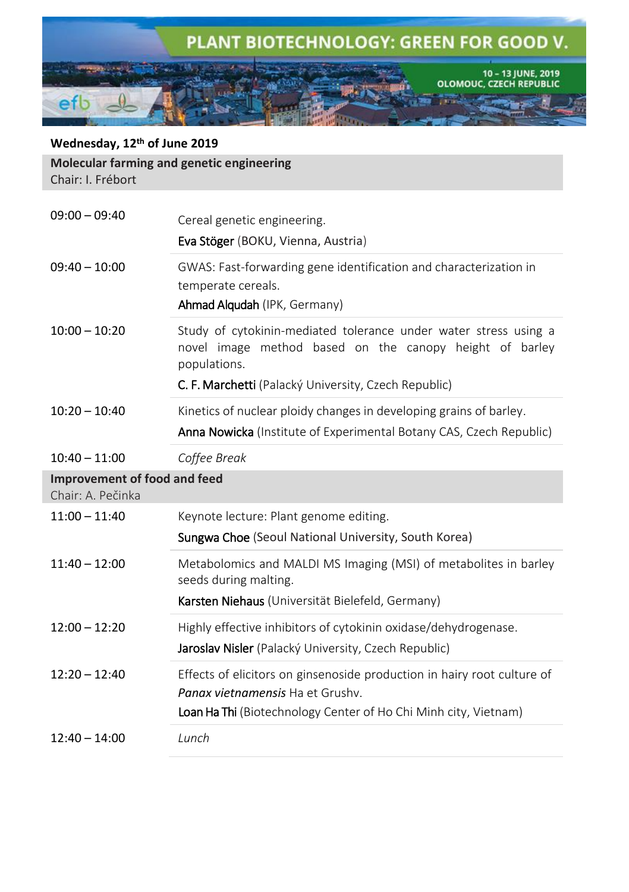**Wednesday, 12th of June 2019**

| | |
|---|---|
| **Molecular farming and genetic engineering**<br>Chair: I. Frébort | |
| 09:00 – 09:40 | Cereal genetic engineering.<br>**Eva Stöger** (BOKU, Vienna, Austria) |
| 09:40 – 10:00 | GWAS: Fast-forwarding gene identification and characterization in temperate cereals.<br>**Ahmad Alqudah** (IPK, Germany) |
| 10:00 – 10:20 | Study of cytokinin-mediated tolerance under water stress using a novel image method based on the canopy height of barley populations.<br>**C. F. Marchetti** (Palacký University, Czech Republic) |
| 10:20 – 10:40 | Kinetics of nuclear ploidy changes in developing grains of barley.<br>**Anna Nowicka** (Institute of Experimental Botany CAS, Czech Republic) |
| 10:40 – 11:00 | *Coffee Break* |
| **Improvement of food and feed**<br>Chair: A. Pečinka | |
| 11:00 – 11:40 | Keynote lecture: Plant genome editing.<br>**Sungwa Choe** (Seoul National University, South Korea) |
| 11:40 – 12:00 | Metabolomics and MALDI MS Imaging (MSI) of metabolites in barley seeds during malting.<br>**Karsten Niehaus** (Universität Bielefeld, Germany) |
| 12:00 – 12:20 | Highly effective inhibitors of cytokinin oxidase/dehydrogenase.<br>**Jaroslav Nisler** (Palacký University, Czech Republic) |
| 12:20 – 12:40 | Effects of elicitors on ginsenoside production in hairy root culture of *Panax vietnamensis* Ha et Grushv.<br>**Loan Ha Thi** (Biotechnology Center of Ho Chi Minh city, Vietnam) |
| 12:40 – 14:00 | *Lunch* |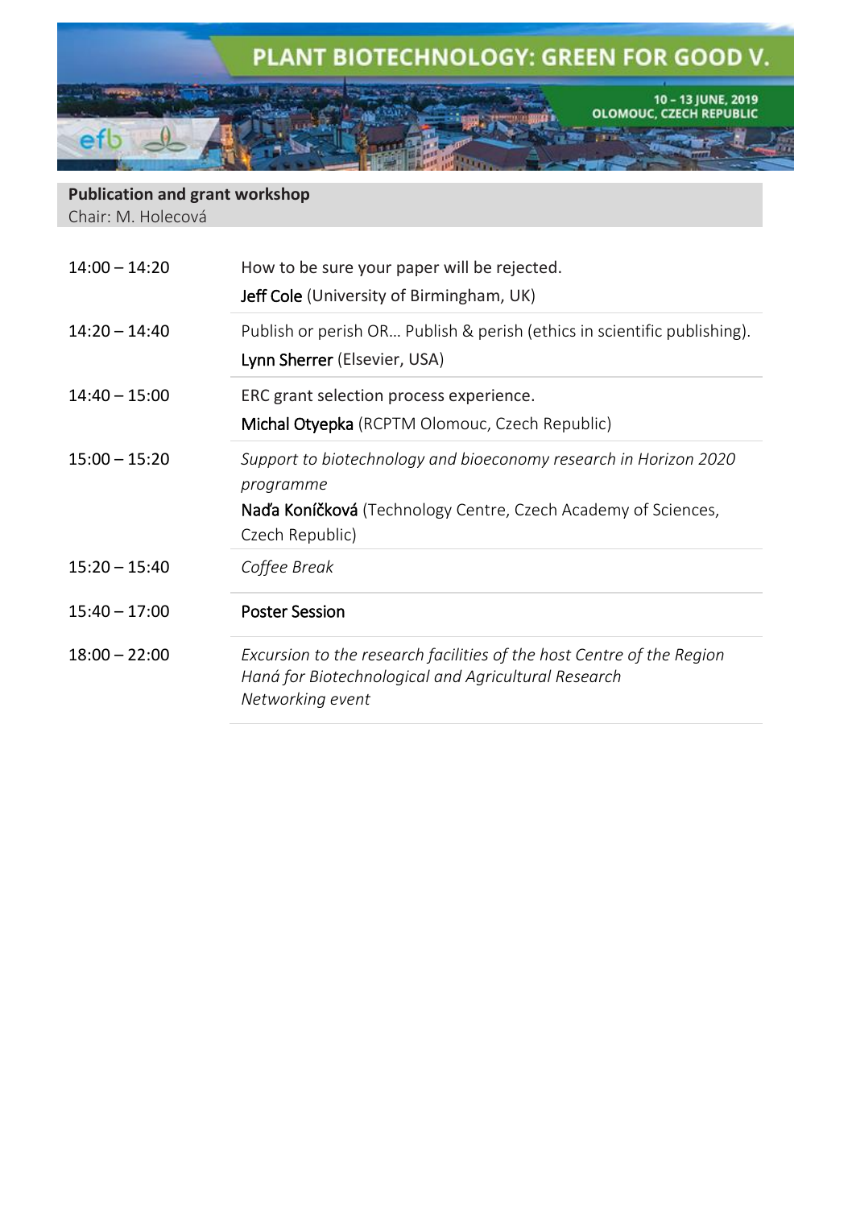**Publication and grant workshop**
Chair: M. Holecová

| | |
|---|---|
| 14:00 – 14:20 | How to be sure your paper will be rejected.<br>**Jeff Cole** (University of Birmingham, UK) |
| 14:20 – 14:40 | Publish or perish OR… Publish & perish (ethics in scientific publishing).<br>**Lynn Sherrer** (Elsevier, USA) |
| 14:40 – 15:00 | ERC grant selection process experience.<br>**Michal Otyepka** (RCPTM Olomouc, Czech Republic) |
| 15:00 – 15:20 | *Support to biotechnology and bioeconomy research in Horizon 2020 programme*<br>**Naďa Koníčková** (Technology Centre, Czech Academy of Sciences, Czech Republic) |
| 15:20 – 15:40 | *Coffee Break* |
| 15:40 – 17:00 | **Poster Session** |
| 18:00 – 22:00 | *Excursion to the research facilities of the host Centre of the Region Haná for Biotechnological and Agricultural Research*<br>*Networking event* |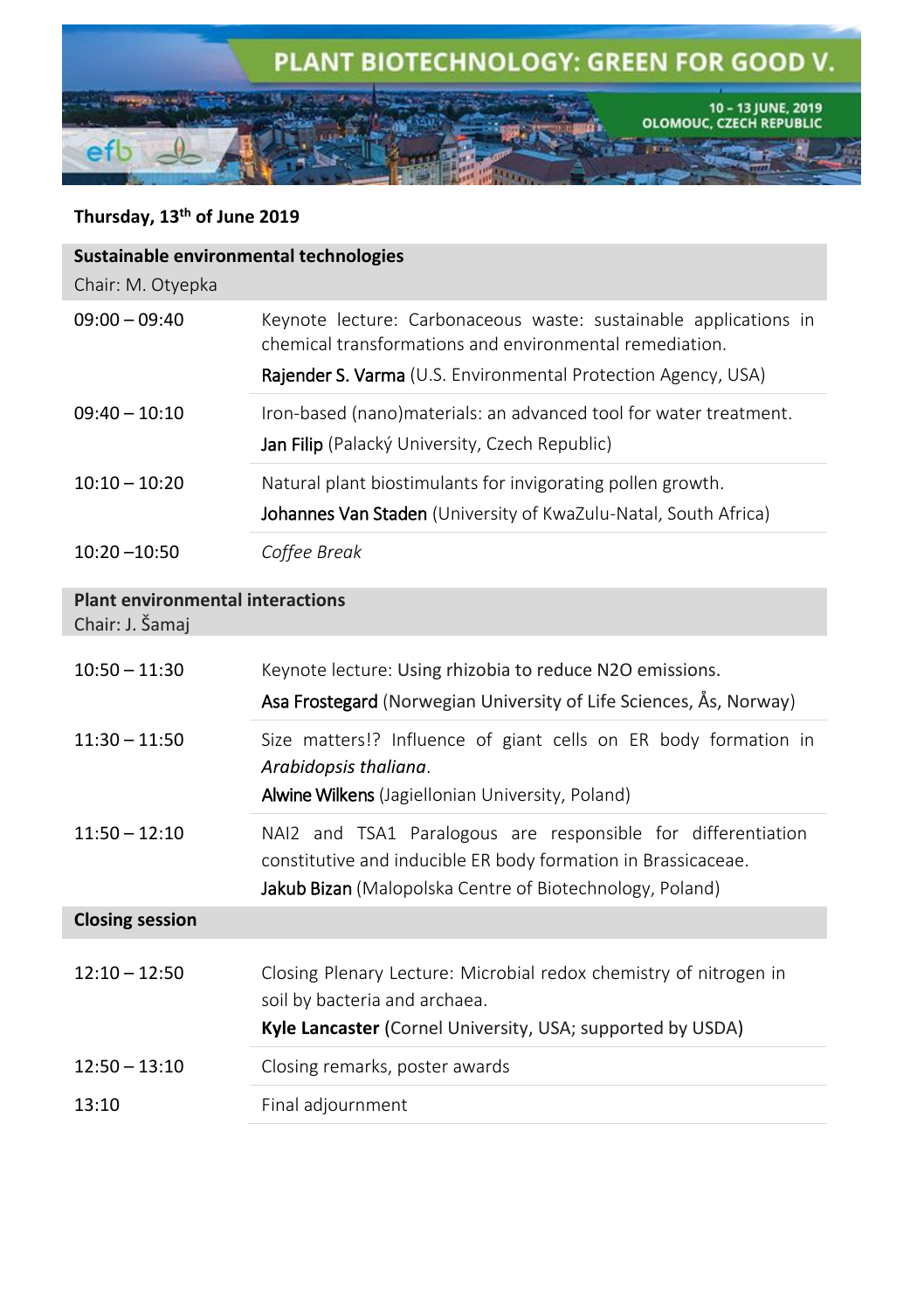**Thursday, 13th of June 2019**

| | |
|---|---|
| **Sustainable environmental technologies**<br>Chair: M. Otyepka | |
| 09:00 – 09:40 | Keynote lecture: Carbonaceous waste: sustainable applications in chemical transformations and environmental remediation.<br>Rajender S. Varma (U.S. Environmental Protection Agency, USA) |
| 09:40 – 10:10 | Iron-based (nano)materials: an advanced tool for water treatment.<br>Jan Filip (Palacký University, Czech Republic) |
| 10:10 – 10:20 | Natural plant biostimulants for invigorating pollen growth.<br>Johannes Van Staden (University of KwaZulu-Natal, South Africa) |
| 10:20 –10:50 | *Coffee Break* |
| **Plant environmental interactions**<br>Chair: J. Šamaj | |
| 10:50 – 11:30 | Keynote lecture: Using rhizobia to reduce N2O emissions.<br>Asa Frostegard (Norwegian University of Life Sciences, Ås, Norway) |
| 11:30 – 11:50 | Size matters!? Influence of giant cells on ER body formation in *Arabidopsis thaliana*.<br>Alwine Wilkens (Jagiellonian University, Poland) |
| 11:50 – 12:10 | NAI2 and TSA1 Paralogous are responsible for differentiation constitutive and inducible ER body formation in Brassicaceae.<br>Jakub Bizan (Malopolska Centre of Biotechnology, Poland) |
| **Closing session** | |
| 12:10 – 12:50 | Closing Plenary Lecture: Microbial redox chemistry of nitrogen in soil by bacteria and archaea.<br>**Kyle Lancaster (Cornel University, USA; supported by USDA)** |
| 12:50 – 13:10 | Closing remarks, poster awards |
| 13:10 | Final adjournment |